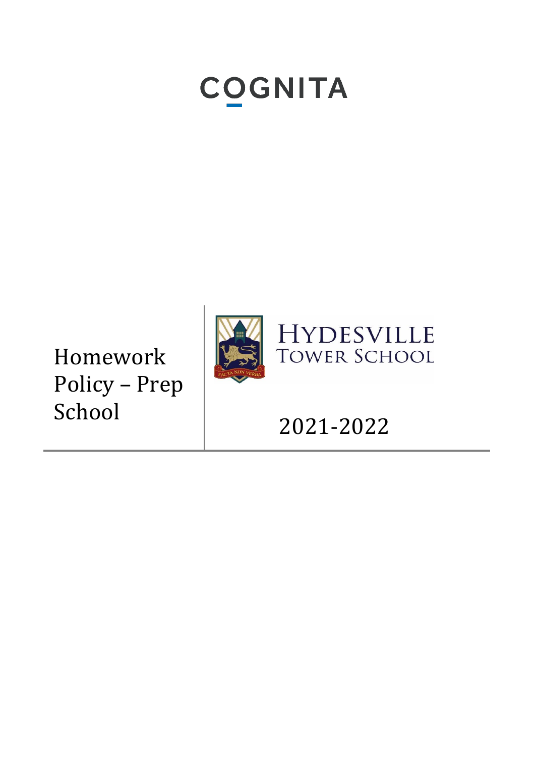COGNITA

# Homework Policy – Prep School

HYDESVILLE TOWER SCHOOL

FACTA NON VERBA

2021-2022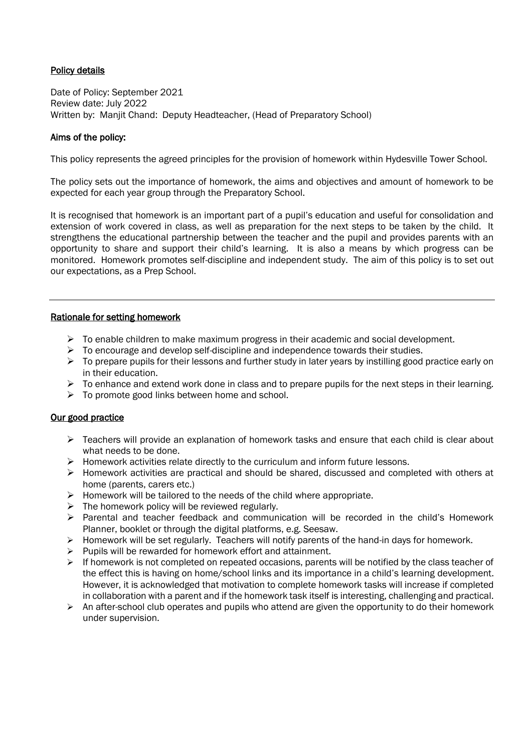## Policy details

Date of Policy: September 2021
Review date: July 2022
Written by: Manjit Chand: Deputy Headteacher, (Head of Preparatory School)

### Aims of the policy:

This policy represents the agreed principles for the provision of homework within Hydesville Tower School.

The policy sets out the importance of homework, the aims and objectives and amount of homework to be expected for each year group through the Preparatory School.

It is recognised that homework is an important part of a pupil's education and useful for consolidation and extension of work covered in class, as well as preparation for the next steps to be taken by the child. It strengthens the educational partnership between the teacher and the pupil and provides parents with an opportunity to share and support their child's learning. It is also a means by which progress can be monitored. Homework promotes self-discipline and independent study. The aim of this policy is to set out our expectations, as a Prep School.

---

## Rationale for setting homework

- To enable children to make maximum progress in their academic and social development.
- To encourage and develop self-discipline and independence towards their studies.
- To prepare pupils for their lessons and further study in later years by instilling good practice early on in their education.
- To enhance and extend work done in class and to prepare pupils for the next steps in their learning.
- To promote good links between home and school.

## Our good practice

- Teachers will provide an explanation of homework tasks and ensure that each child is clear about what needs to be done.
- Homework activities relate directly to the curriculum and inform future lessons.
- Homework activities are practical and should be shared, discussed and completed with others at home (parents, carers etc.)
- Homework will be tailored to the needs of the child where appropriate.
- The homework policy will be reviewed regularly.
- Parental and teacher feedback and communication will be recorded in the child's Homework Planner, booklet or through the digital platforms, e.g. Seesaw.
- Homework will be set regularly. Teachers will notify parents of the hand-in days for homework.
- Pupils will be rewarded for homework effort and attainment.
- If homework is not completed on repeated occasions, parents will be notified by the class teacher of the effect this is having on home/school links and its importance in a child's learning development. However, it is acknowledged that motivation to complete homework tasks will increase if completed in collaboration with a parent and if the homework task itself is interesting, challenging and practical.
- An after-school club operates and pupils who attend are given the opportunity to do their homework under supervision.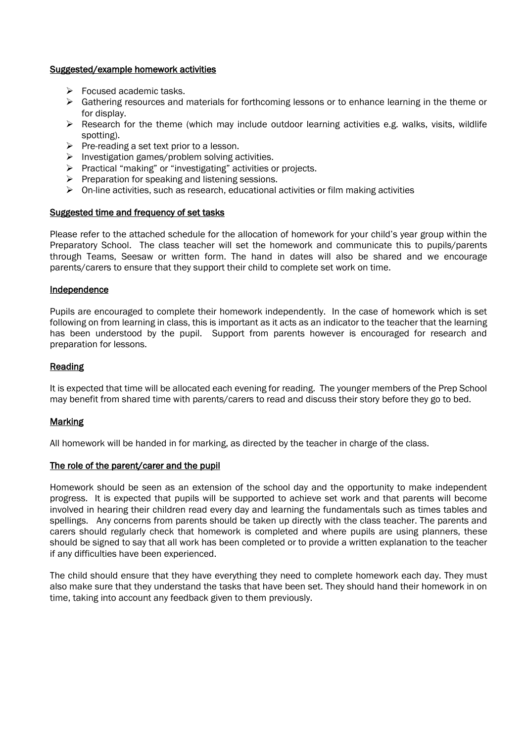## Suggested/example homework activities

- Focused academic tasks.
- Gathering resources and materials for forthcoming lessons or to enhance learning in the theme or for display.
- Research for the theme (which may include outdoor learning activities e.g. walks, visits, wildlife spotting).
- Pre-reading a set text prior to a lesson.
- Investigation games/problem solving activities.
- Practical "making" or "investigating" activities or projects.
- Preparation for speaking and listening sessions.
- On-line activities, such as research, educational activities or film making activities

## Suggested time and frequency of set tasks

Please refer to the attached schedule for the allocation of homework for your child's year group within the Preparatory School. The class teacher will set the homework and communicate this to pupils/parents through Teams, Seesaw or written form. The hand in dates will also be shared and we encourage parents/carers to ensure that they support their child to complete set work on time.

## Independence

Pupils are encouraged to complete their homework independently. In the case of homework which is set following on from learning in class, this is important as it acts as an indicator to the teacher that the learning has been understood by the pupil. Support from parents however is encouraged for research and preparation for lessons.

## Reading

It is expected that time will be allocated each evening for reading. The younger members of the Prep School may benefit from shared time with parents/carers to read and discuss their story before they go to bed.

## Marking

All homework will be handed in for marking, as directed by the teacher in charge of the class.

## The role of the parent/carer and the pupil

Homework should be seen as an extension of the school day and the opportunity to make independent progress. It is expected that pupils will be supported to achieve set work and that parents will become involved in hearing their children read every day and learning the fundamentals such as times tables and spellings. Any concerns from parents should be taken up directly with the class teacher. The parents and carers should regularly check that homework is completed and where pupils are using planners, these should be signed to say that all work has been completed or to provide a written explanation to the teacher if any difficulties have been experienced.

The child should ensure that they have everything they need to complete homework each day. They must also make sure that they understand the tasks that have been set. They should hand their homework in on time, taking into account any feedback given to them previously.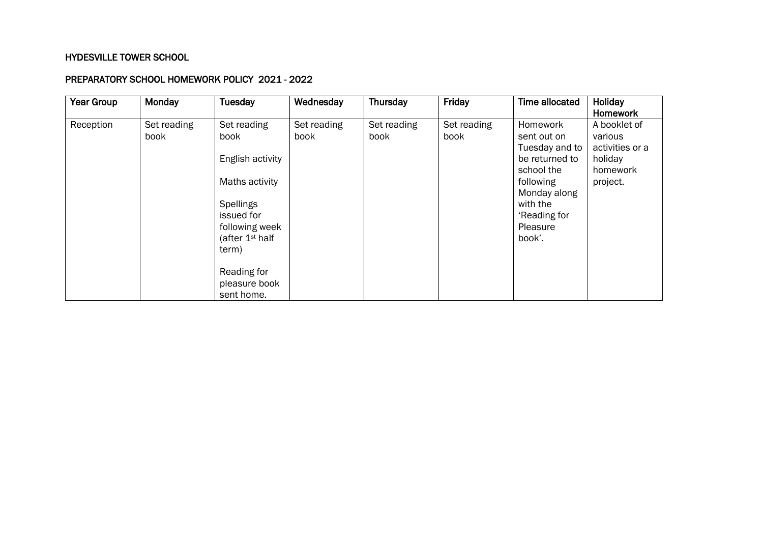**HYDESVILLE TOWER SCHOOL**

**PREPARATORY SCHOOL HOMEWORK POLICY 2021 - 2022**

| Year Group | Monday | Tuesday | Wednesday | Thursday | Friday | Time allocated | Holiday Homework |
|---|---|---|---|---|---|---|---|
| Reception | Set reading book | Set reading book<br><br>English activity<br><br>Maths activity<br><br>Spellings issued for following week (after 1st half term)<br><br>Reading for pleasure book sent home. | Set reading book | Set reading book | Set reading book | Homework sent out on Tuesday and to be returned to school the following Monday along with the 'Reading for Pleasure book'. | A booklet of various activities or a holiday homework project. |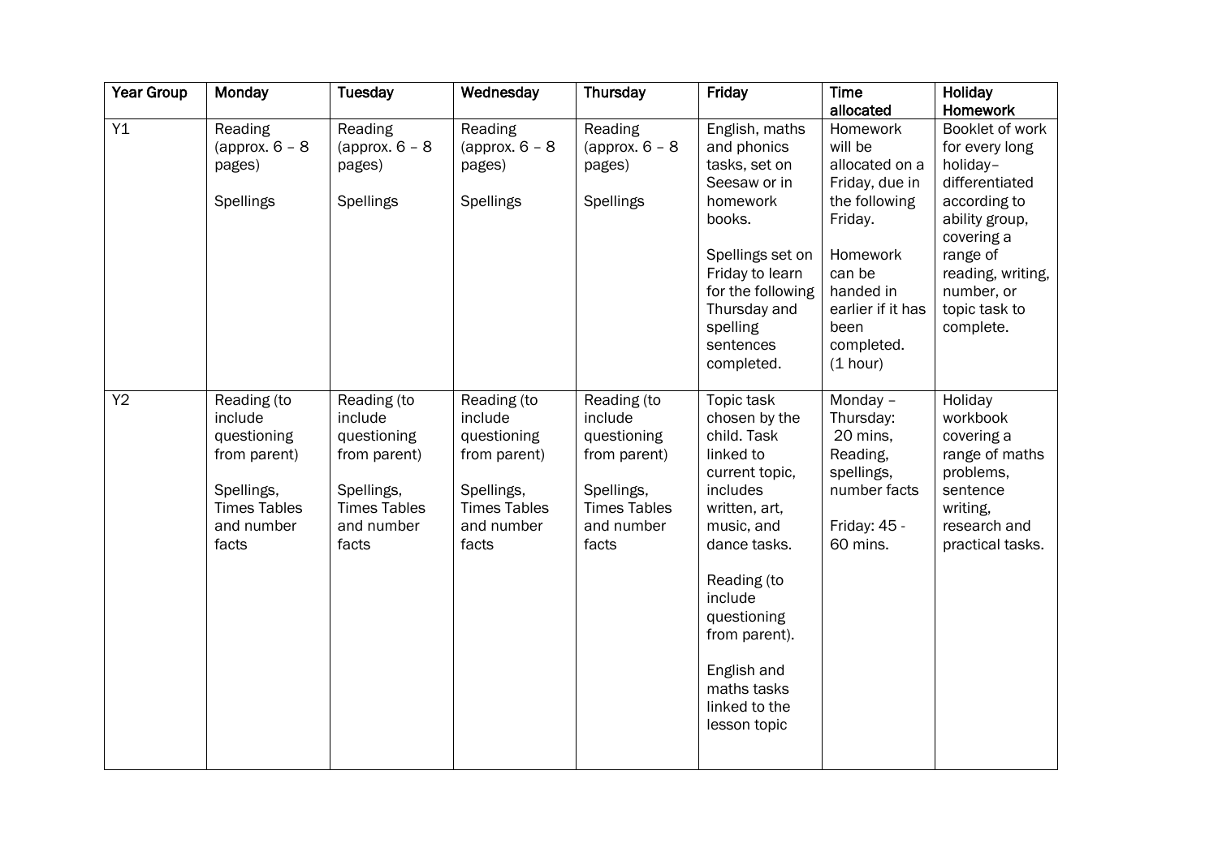| Year Group | Monday | Tuesday | Wednesday | Thursday | Friday | Time allocated | Holiday Homework |
|---|---|---|---|---|---|---|---|
| Y1 | Reading (approx. 6 – 8 pages)<br><br>Spellings | Reading (approx. 6 – 8 pages)<br><br>Spellings | Reading (approx. 6 – 8 pages)<br><br>Spellings | Reading (approx. 6 – 8 pages)<br><br>Spellings | English, maths and phonics tasks, set on Seesaw or in homework books.<br><br>Spellings set on Friday to learn for the following Thursday and spelling sentences completed. | Homework will be allocated on a Friday, due in the following Friday.<br><br>Homework can be handed in earlier if it has been completed. (1 hour) | Booklet of work for every long holiday– differentiated according to ability group, covering a range of reading, writing, number, or topic task to complete. |
| Y2 | Reading (to include questioning from parent)<br><br>Spellings, Times Tables and number facts | Reading (to include questioning from parent)<br><br>Spellings, Times Tables and number facts | Reading (to include questioning from parent)<br><br>Spellings, Times Tables and number facts | Reading (to include questioning from parent)<br><br>Spellings, Times Tables and number facts | Topic task chosen by the child. Task linked to current topic, includes written, art, music, and dance tasks.<br><br>Reading (to include questioning from parent).<br><br>English and maths tasks linked to the lesson topic | Monday – Thursday: 20 mins, Reading, spellings, number facts<br><br>Friday: 45 - 60 mins. | Holiday workbook covering a range of maths problems, sentence writing, research and practical tasks. |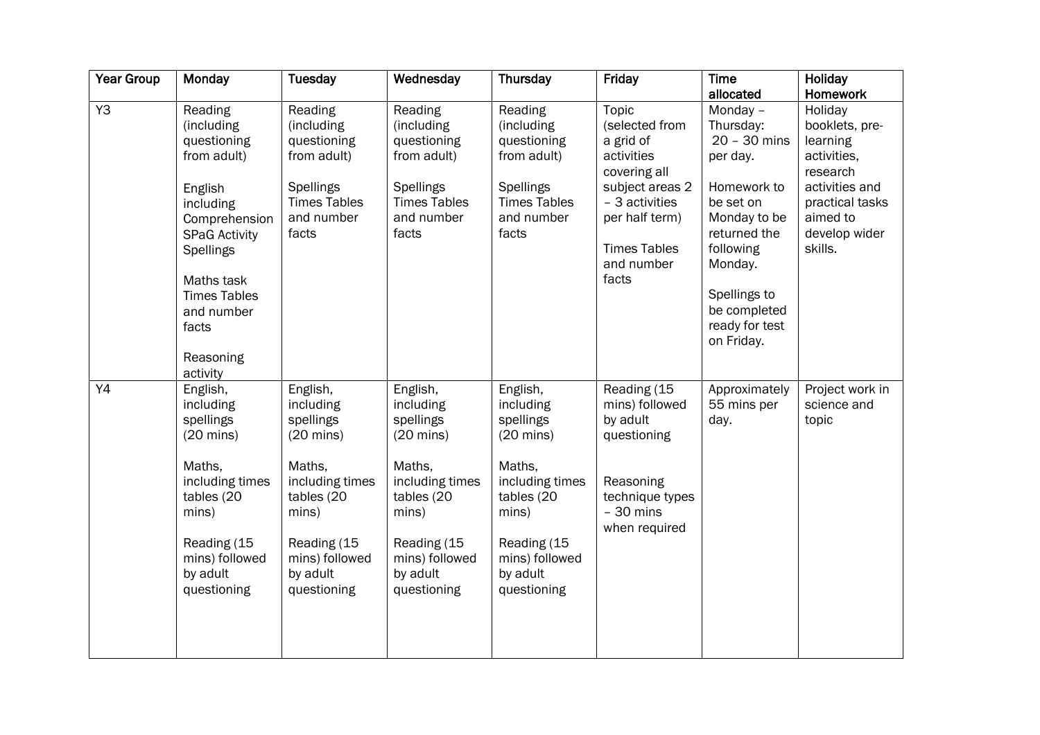| Year Group | Monday | Tuesday | Wednesday | Thursday | Friday | Time allocated | Holiday Homework |
|---|---|---|---|---|---|---|---|
| Y3 | Reading (including questioning from adult)<br><br>English including Comprehension SPaG Activity Spellings<br><br>Maths task Times Tables and number facts<br><br>Reasoning activity | Reading (including questioning from adult)<br><br>Spellings Times Tables and number facts | Reading (including questioning from adult)<br><br>Spellings Times Tables and number facts | Reading (including questioning from adult)<br><br>Spellings Times Tables and number facts | Topic (selected from a grid of activities covering all subject areas 2 – 3 activities per half term)<br><br>Times Tables and number facts | Monday – Thursday: 20 – 30 mins per day.<br><br>Homework to be set on Monday to be returned the following Monday.<br><br>Spellings to be completed ready for test on Friday. | Holiday booklets, pre-learning activities, research activities and practical tasks aimed to develop wider skills. |
| Y4 | English, including spellings (20 mins)<br><br>Maths, including times tables (20 mins)<br><br>Reading (15 mins) followed by adult questioning | English, including spellings (20 mins)<br><br>Maths, including times tables (20 mins)<br><br>Reading (15 mins) followed by adult questioning | English, including spellings (20 mins)<br><br>Maths, including times tables (20 mins)<br><br>Reading (15 mins) followed by adult questioning | English, including spellings (20 mins)<br><br>Maths, including times tables (20 mins)<br><br>Reading (15 mins) followed by adult questioning | Reading (15 mins) followed by adult questioning<br><br>Reasoning technique types – 30 mins when required | Approximately 55 mins per day. | Project work in science and topic |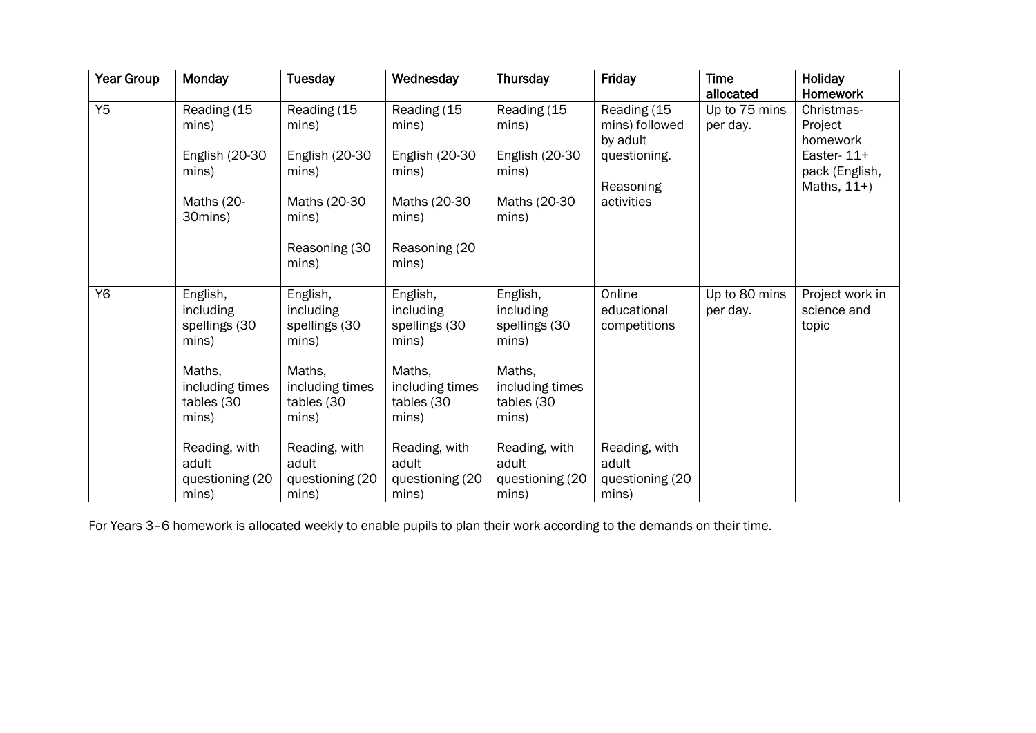| Year Group | Monday | Tuesday | Wednesday | Thursday | Friday | Time allocated | Holiday Homework |
|---|---|---|---|---|---|---|---|
| Y5 | Reading (15 mins)<br><br>English (20-30 mins)<br><br>Maths (20-30mins) | Reading (15 mins)<br><br>English (20-30 mins)<br><br>Maths (20-30 mins)<br><br>Reasoning (30 mins) | Reading (15 mins)<br><br>English (20-30 mins)<br><br>Maths (20-30 mins)<br><br>Reasoning (20 mins) | Reading (15 mins)<br><br>English (20-30 mins)<br><br>Maths (20-30 mins) | Reading (15 mins) followed by adult questioning.<br><br>Reasoning activities | Up to 75 mins per day. | Christmas- Project homework<br>Easter- 11+ pack (English, Maths, 11+) |
| Y6 | English, including spellings (30 mins)<br><br>Maths, including times tables (30 mins)<br><br>Reading, with adult questioning (20 mins) | English, including spellings (30 mins)<br><br>Maths, including times tables (30 mins)<br><br>Reading, with adult questioning (20 mins) | English, including spellings (30 mins)<br><br>Maths, including times tables (30 mins)<br><br>Reading, with adult questioning (20 mins) | English, including spellings (30 mins)<br><br>Maths, including times tables (30 mins)<br><br>Reading, with adult questioning (20 mins) | Online educational competitions<br><br>Reading, with adult questioning (20 mins) | Up to 80 mins per day. | Project work in science and topic |

For Years 3–6 homework is allocated weekly to enable pupils to plan their work according to the demands on their time.